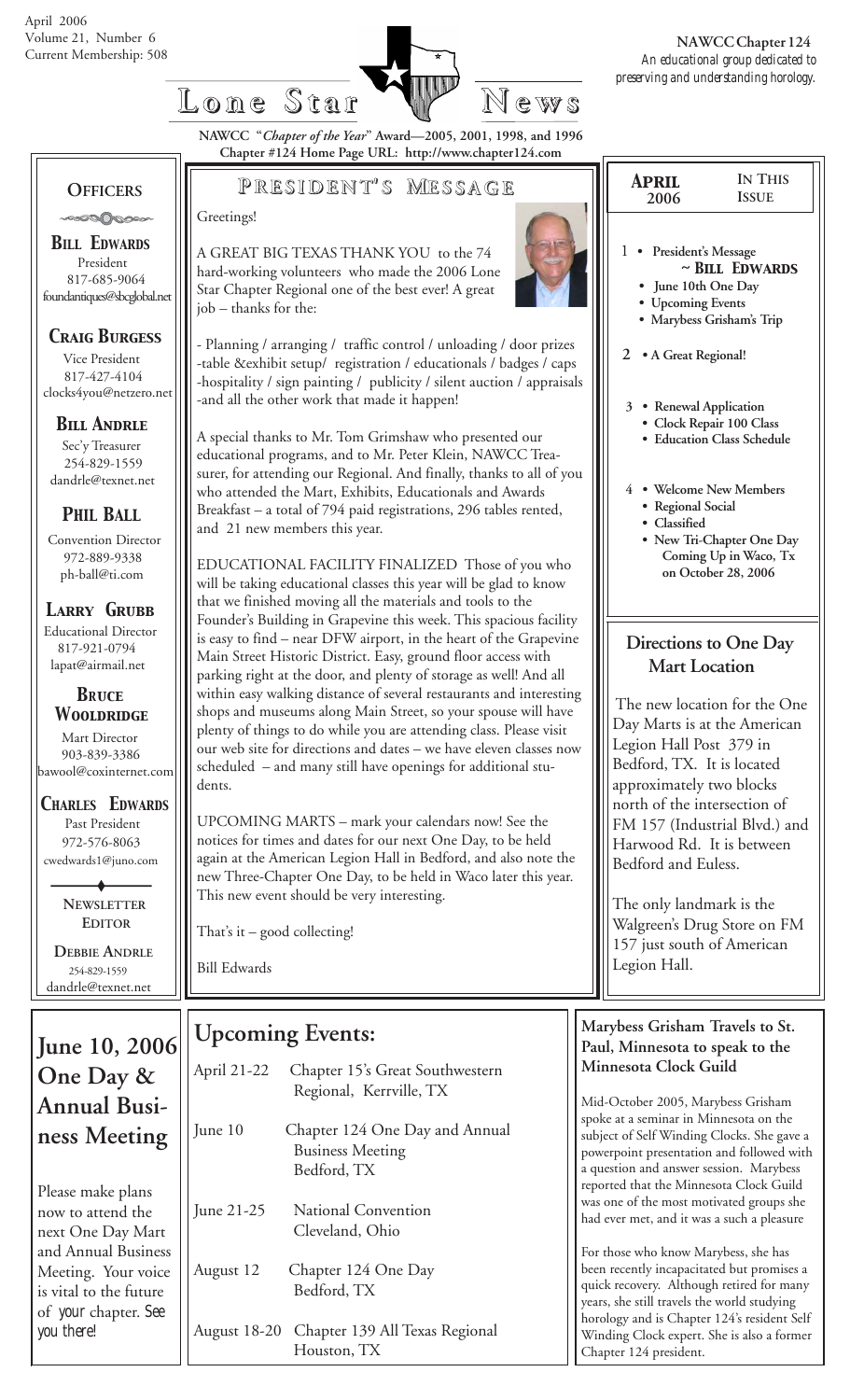April 2006
Volume 21, Number 6
Current Membership: 508

# Lone Star News

**NAWCC Chapter 124**
*An educational group dedicated to preserving and understanding horology.*

**NAWCC "*Chapter of the Year*" Award—2005, 2001, 1998, and 1996**
**Chapter #124 Home Page URL: http://www.chapter124.com**

## Officers

**BILL EDWARDS**
President
817-685-9064
foundantiques@sbcglobal.net

**CRAIG BURGESS**
Vice President
817-427-4104
clocks4you@netzero.net

**BILL ANDRLE**
Sec'y Treasurer
254-829-1559
dandrle@texnet.net

**PHIL BALL**
Convention Director
972-889-9338
ph-ball@ti.com

**LARRY GRUBB**
Educational Director
817-921-0794
lapat@airmail.net

**BRUCE WOOLDRIDGE**
Mart Director
903-839-3386
bawool@coxinternet.com

**CHARLES EDWARDS**
Past President
972-576-8063
cwedwards1@juno.com

**NEWSLETTER EDITOR**

**DEBBIE ANDRLE**
254-829-1559
dandrle@texnet.net

## President's Message

Greetings!

A GREAT BIG TEXAS THANK YOU to the 74 hard-working volunteers who made the 2006 Lone Star Chapter Regional one of the best ever! A great job – thanks for the:

- Planning / arranging / traffic control / unloading / door prizes -table &exhibit setup/ registration / educationals / badges / caps -hospitality / sign painting / publicity / silent auction / appraisals -and all the other work that made it happen!

A special thanks to Mr. Tom Grimshaw who presented our educational programs, and to Mr. Peter Klein, NAWCC Treasurer, for attending our Regional. And finally, thanks to all of you who attended the Mart, Exhibits, Educationals and Awards Breakfast – a total of 794 paid registrations, 296 tables rented, and 21 new members this year.

EDUCATIONAL FACILITY FINALIZED Those of you who will be taking educational classes this year will be glad to know that we finished moving all the materials and tools to the Founder's Building in Grapevine this week. This spacious facility is easy to find – near DFW airport, in the heart of the Grapevine Main Street Historic District. Easy, ground floor access with parking right at the door, and plenty of storage as well! And all within easy walking distance of several restaurants and interesting shops and museums along Main Street, so your spouse will have plenty of things to do while you are attending class. Please visit our web site for directions and dates – we have eleven classes now scheduled – and many still have openings for additional students.

UPCOMING MARTS – mark your calendars now! See the notices for times and dates for our next One Day, to be held again at the American Legion Hall in Bedford, and also note the new Three-Chapter One Day, to be held in Waco later this year. This new event should be very interesting.

That's it – good collecting!

Bill Edwards

## April 2006 — In This Issue

1 • President's Message
 ~ **BILL EDWARDS**
 • June 10th One Day
 • Upcoming Events
 • Marybess Grisham's Trip

2 • A Great Regional!

3 • Renewal Application
 • Clock Repair 100 Class
 • Education Class Schedule

4 • Welcome New Members
 • Regional Social
 • Classified
 • New Tri-Chapter One Day Coming Up in Waco, Tx on October 28, 2006

## Directions to One Day Mart Location

The new location for the One Day Marts is at the American Legion Hall Post 379 in Bedford, TX. It is located approximately two blocks north of the intersection of FM 157 (Industrial Blvd.) and Harwood Rd. It is between Bedford and Euless.

The only landmark is the Walgreen's Drug Store on FM 157 just south of American Legion Hall.

## June 10, 2006 One Day & Annual Business Meeting

Please make plans now to attend the next One Day Mart and Annual Business Meeting. Your voice is vital to the future of *your* chapter. *See you there!*

## Upcoming Events:

| | |
|---|---|
| April 21-22 | Chapter 15's Great Southwestern Regional, Kerrville, TX |
| June 10 | Chapter 124 One Day and Annual Business Meeting Bedford, TX |
| June 21-25 | National Convention Cleveland, Ohio |
| August 12 | Chapter 124 One Day Bedford, TX |
| August 18-20 | Chapter 139 All Texas Regional Houston, TX |

## Marybess Grisham Travels to St. Paul, Minnesota to speak to the Minnesota Clock Guild

Mid-October 2005, Marybess Grisham spoke at a seminar in Minnesota on the subject of Self Winding Clocks. She gave a powerpoint presentation and followed with a question and answer session. Marybess reported that the Minnesota Clock Guild was one of the most motivated groups she had ever met, and it was a such a pleasure

For those who know Marybess, she has been recently incapacitated but promises a quick recovery. Although retired for many years, she still travels the world studying horology and is Chapter 124's resident Self Winding Clock expert. She is also a former Chapter 124 president.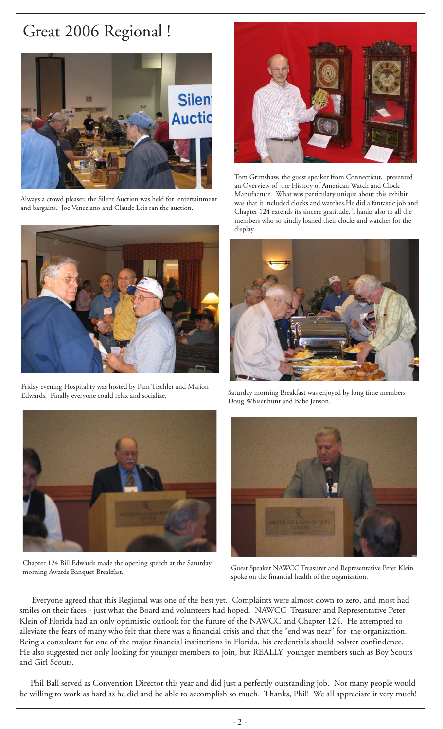# Great 2006 Regional !

Always a crowd pleaser, the Silent Auction was held for entertainment and bargains. Joe Veneziano and Claude Leis ran the auction.

Tom Grimshaw, the guest speaker from Connecticut, presented an Overview of the History of American Watch and Clock Manufacture. What was particulary unique about this exhibit was that it included clocks and watches.He did a fantastic job and Chapter 124 extends its sincere gratitude. Thanks also to all the members who so kindly loaned their clocks and watches for the display.

Friday evening Hospitality was hosted by Pam Tischler and Marion Edwards. Finally everyone could relax and socialize.

Saturday morning Breakfast was enjoyed by long time members Doug Whisenhunt and Babe Jenson.

Chapter 124 Bill Edwards made the opening speech at the Saturday morning Awards Banquet Breakfast.

Guest Speaker NAWCC Treasurer and Representative Peter Klein spoke on the financial health of the organization.

Everyone agreed that this Regional was one of the best yet. Complaints were almost down to zero, and most had smiles on their faces - just what the Board and volunteers had hoped. NAWCC Treasurer and Representative Peter Klein of Florida had an only optimistic outlook for the future of the NAWCC and Chapter 124. He attempted to alleviate the fears of many who felt that there was a financial crisis and that the "end was near" for the organization. Being a consultant for one of the major financial institutions in Florida, his credentials should bolster confindence. He also suggested not only looking for younger members to join, but REALLY younger members such as Boy Scouts and Girl Scouts.

Phil Ball served as Convention Director this year and did just a perfectly outstanding job. Not many people would be willing to work as hard as he did and be able to accomplish so much. Thanks, Phil! We all appreciate it very much!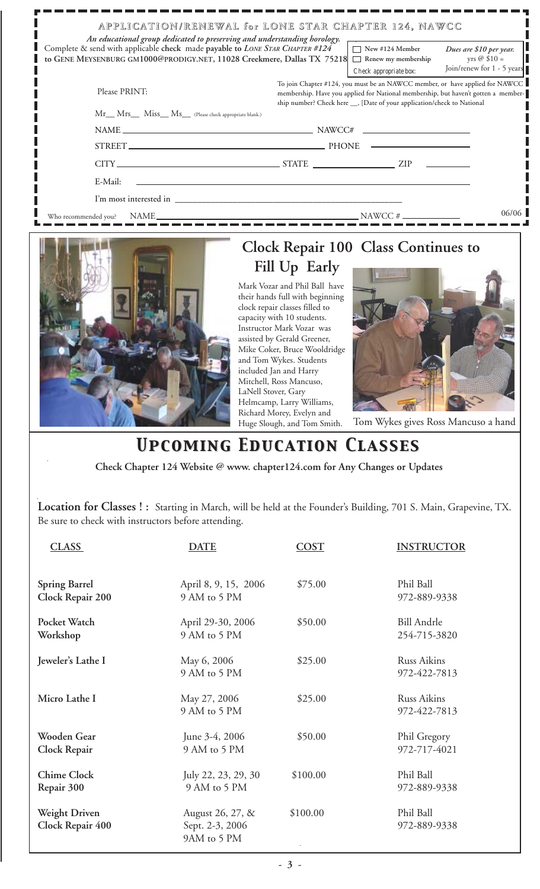## APPLICATION/RENEWAL for LONE STAR CHAPTER 124, NAWCC

*An educational group dedicated to preserving and understanding horology.*

Complete & send with applicable **check** made **payable to** ***Lone Star Chapter #124*** **to Gene Meysenburg gm1000@prodigy.net, 11028 Creekmere, Dallas TX 75218**

☐ New #124 Member
☐ Renew my membership
Check appropriate box:

*Dues are $10 per year.* yrs @ $10 = Join/renew for 1 - 5 years

Please PRINT:

To join Chapter #124, you must be an NAWCC member, or have applied for NAWCC membership. Have you applied for National membership, but haven't gotten a membership number? Check here __, [Date of your application/check to National

Mr__ Mrs__ Miss__ Ms__ (Please check appropriate blank.)

NAME ______________________ NAWCC# ______________

STREET ______________________ PHONE ______________

CITY ______________ STATE ______________ ZIP ________

E-Mail: ______________________________

I'm most interested in ______________________________

Who recommended you? NAME ______________________ NAWCC # ____________ 06/06

## Clock Repair 100 Class Continues to Fill Up Early

Mark Vozar and Phil Ball have their hands full with beginning clock repair classes filled to capacity with 10 students. Instructor Mark Vozar was assisted by Gerald Greener, Mike Coker, Bruce Wooldridge and Tom Wykes. Students included Jan and Harry Mitchell, Ross Mancuso, LaNell Stover, Gary Helmcamp, Larry Williams, Richard Morey, Evelyn and Huge Slough, and Tom Smith.

Tom Wykes gives Ross Mancuso a hand

# *Upcoming Education Classes*

**Check Chapter 124 Website @ www. chapter124.com for Any Changes or Updates**

**Location for Classes ! :** Starting in March, will be held at the Founder's Building, 701 S. Main, Grapevine, TX. Be sure to check with instructors before attending.

| CLASS | DATE | COST | INSTRUCTOR |
|---|---|---|---|
| **Spring Barrel Clock Repair 200** | April 8, 9, 15, 2006 9 AM to 5 PM | $75.00 | Phil Ball 972-889-9338 |
| **Pocket Watch Workshop** | April 29-30, 2006 9 AM to 5 PM | $50.00 | Bill Andrle 254-715-3820 |
| **Jeweler's Lathe I** | May 6, 2006 9 AM to 5 PM | $25.00 | Russ Aikins 972-422-7813 |
| **Micro Lathe I** | May 27, 2006 9 AM to 5 PM | $25.00 | Russ Aikins 972-422-7813 |
| **Wooden Gear Clock Repair** | June 3-4, 2006 9 AM to 5 PM | $50.00 | Phil Gregory 972-717-4021 |
| **Chime Clock Repair 300** | July 22, 23, 29, 30 9 AM to 5 PM | $100.00 | Phil Ball 972-889-9338 |
| **Weight Driven Clock Repair 400** | August 26, 27, & Sept. 2-3, 2006 9AM to 5 PM | $100.00 | Phil Ball 972-889-9338 |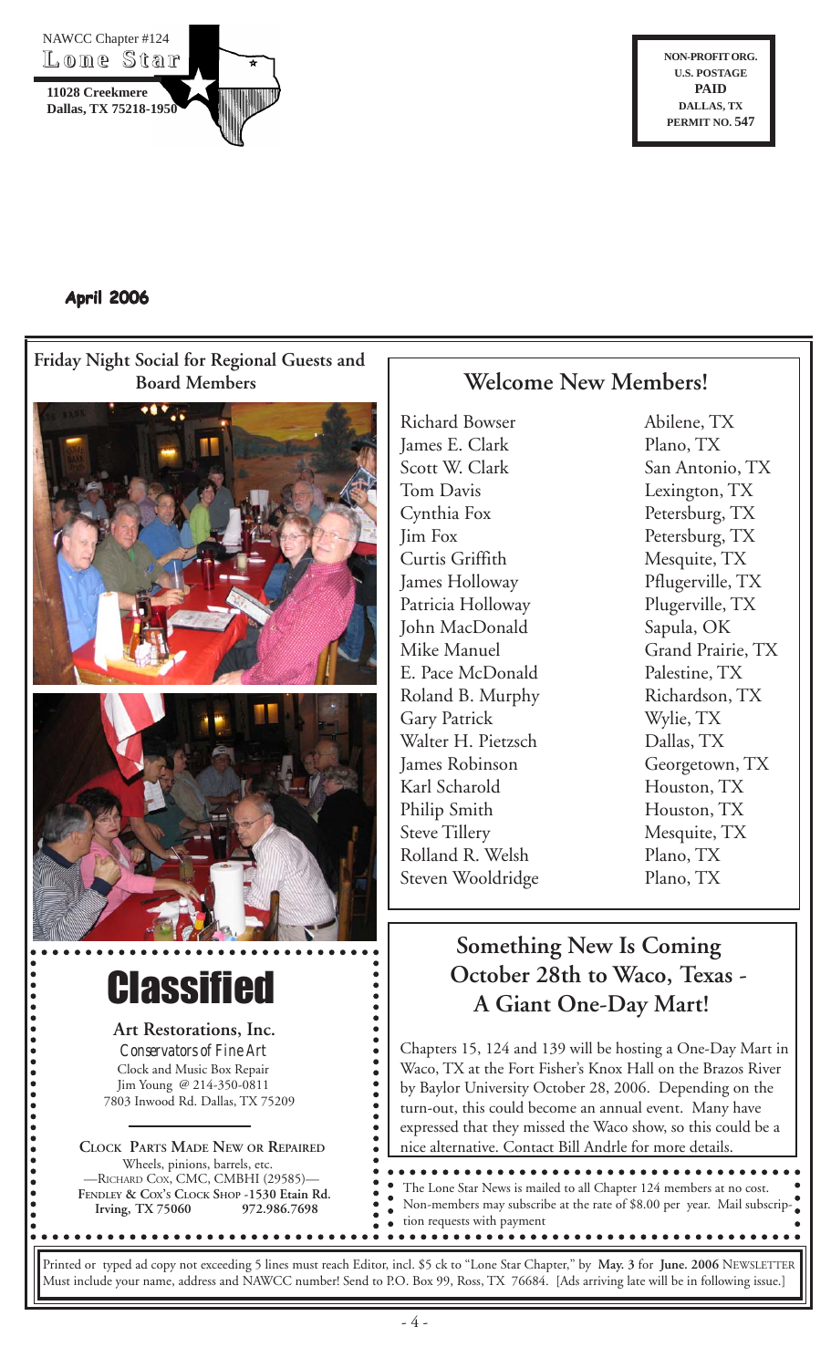NAWCC Chapter #124
Lone Star
11028 Creekmere
Dallas, TX 75218-1950

NON-PROFIT ORG.
U.S. POSTAGE
PAID
DALLAS, TX
PERMIT NO. 547

**April 2006**

**Friday Night Social for Regional Guests and Board Members**

## Welcome New Members!

| | |
|---|---|
| Richard Bowser | Abilene, TX |
| James E. Clark | Plano, TX |
| Scott W. Clark | San Antonio, TX |
| Tom Davis | Lexington, TX |
| Cynthia Fox | Petersburg, TX |
| Jim Fox | Petersburg, TX |
| Curtis Griffith | Mesquite, TX |
| James Holloway | Pflugerville, TX |
| Patricia Holloway | Plugerville, TX |
| John MacDonald | Sapula, OK |
| Mike Manuel | Grand Prairie, TX |
| E. Pace McDonald | Palestine, TX |
| Roland B. Murphy | Richardson, TX |
| Gary Patrick | Wylie, TX |
| Walter H. Pietzsch | Dallas, TX |
| James Robinson | Georgetown, TX |
| Karl Scharold | Houston, TX |
| Philip Smith | Houston, TX |
| Steve Tillery | Mesquite, TX |
| Rolland R. Welsh | Plano, TX |
| Steven Wooldridge | Plano, TX |

# Classified

**Art Restorations, Inc.**
*Conservators of Fine Art*
Clock and Music Box Repair
Jim Young @ 214-350-0811
7803 Inwood Rd. Dallas, TX 75209

**CLOCK PARTS MADE NEW OR REPAIRED**
Wheels, pinions, barrels, etc.
—RICHARD COX, CMC, CMBHI (29585)—
**FENDLEY & COX'S CLOCK SHOP -1530 Etain Rd.**
**Irving, TX 75060 972.986.7698**

## Something New Is Coming October 28th to Waco, Texas - A Giant One-Day Mart!

Chapters 15, 124 and 139 will be hosting a One-Day Mart in Waco, TX at the Fort Fisher's Knox Hall on the Brazos River by Baylor University October 28, 2006. Depending on the turn-out, this could become an annual event. Many have expressed that they missed the Waco show, so this could be a nice alternative. Contact Bill Andrle for more details.

The Lone Star News is mailed to all Chapter 124 members at no cost. Non-members may subscribe at the rate of $8.00 per year. Mail subscription requests with payment

Printed or typed ad copy not exceeding 5 lines must reach Editor, incl. $5 ck to "Lone Star Chapter," by **May. 3** for **June. 2006** NEWSLETTER Must include your name, address and NAWCC number! Send to P.O. Box 99, Ross, TX 76684. [Ads arriving late will be in following issue.]